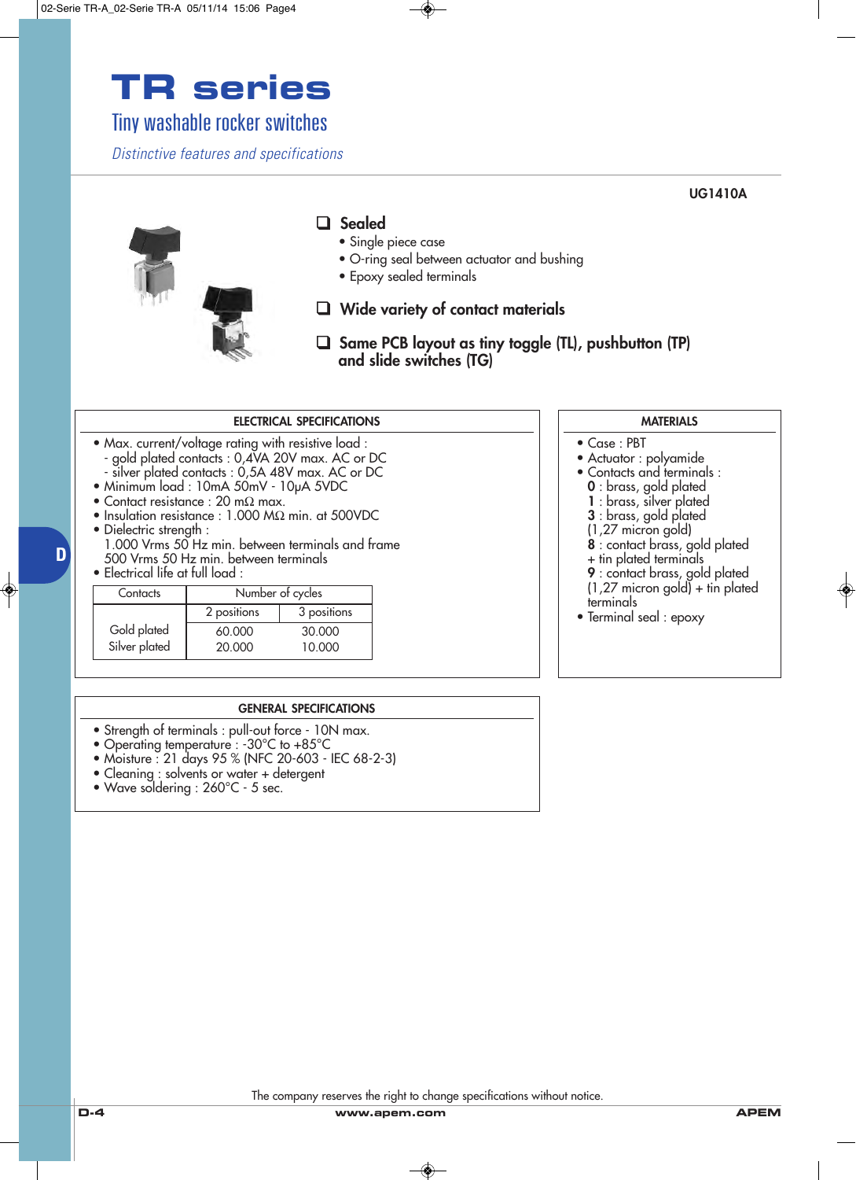# TR series

## Tiny washable rocker switches

*Distinctive features and specifications*

UG1410A

### ❑ Sealed

- Single piece case
- O-ring seal between actuator and bushing
- Epoxy sealed terminals

### ❑ Wide variety of contact materials

### ❑ Same PCB layout as tiny toggle (TL), pushbutton (TP) and slide switches (TG)

#### ELECTRICAL SPECIFICATIONS

- Max. current/voltage rating with resistive load :
  - gold plated contacts : 0,4VA 20V max. AC or DC
  - silver plated contacts : 0,5A 48V max. AC or DC
- Minimum load : 10mA 50mV - 10μA 5VDC
- Contact resistance : 20 mΩ max.
- Insulation resistance : 1.000 MΩ min. at 500VDC
- Dielectric strength :
  1.000 Vrms 50 Hz min. between terminals and frame
  500 Vrms 50 Hz min. between terminals
- Electrical life at full load :

| Contacts | Number of cycles | |
|---|---|---|
| | 2 positions | 3 positions |
| Gold plated | 60.000 | 30.000 |
| Silver plated | 20.000 | 10.000 |

#### MATERIALS

- Case : PBT
- Actuator : polyamide
- Contacts and terminals :
  **0** : brass, gold plated
  **1** : brass, silver plated
  **3** : brass, gold plated (1,27 micron gold)
  **8** : contact brass, gold plated + tin plated terminals
  **9** : contact brass, gold plated (1,27 micron gold) + tin plated terminals
- Terminal seal : epoxy

#### GENERAL SPECIFICATIONS

- Strength of terminals : pull-out force - 10N max.
- Operating temperature : -30°C to +85°C
- Moisture : 21 days 95 % (NFC 20-603 - IEC 68-2-3)
- Cleaning : solvents or water + detergent
- Wave soldering : 260°C - 5 sec.

The company reserves the right to change specifications without notice.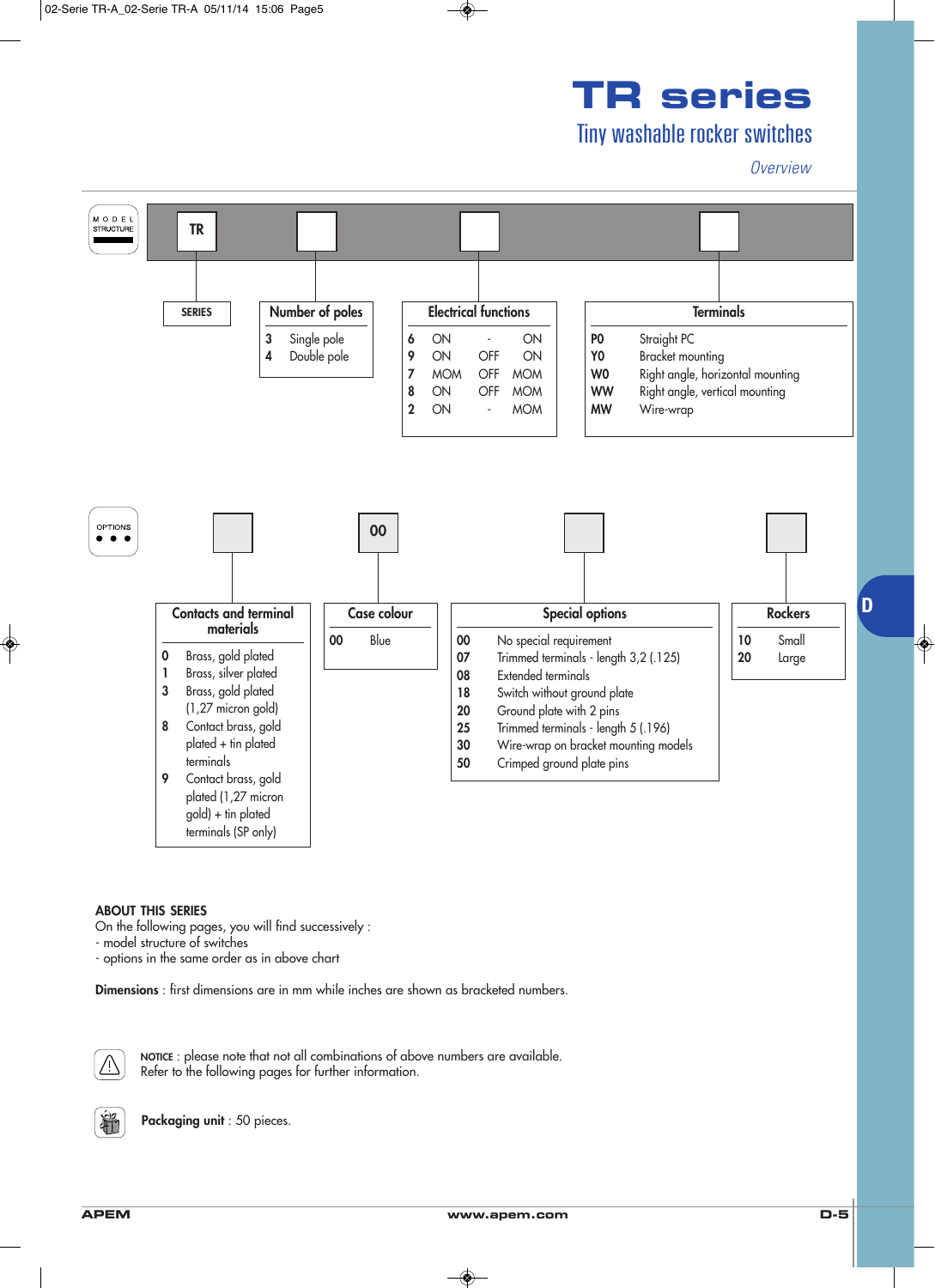# TR series

## Tiny washable rocker switches

*Overview*

**MODEL STRUCTURE**

TR | ☐ | ☐ | ☐

**SERIES**

TR

**Number of poles**

| Code | Description |
|---|---|
| 3 | Single pole |
| 4 | Double pole |

**Electrical functions**

| Code | | | |
|---|---|---|---|
| 6 | ON | - | ON |
| 9 | ON | OFF | ON |
| 7 | MOM | OFF | MOM |
| 8 | ON | OFF | MOM |
| 2 | ON | - | MOM |

**Terminals**

| Code | Description |
|---|---|
| P0 | Straight PC |
| Y0 | Bracket mounting |
| W0 | Right angle, horizontal mounting |
| WW | Right angle, vertical mounting |
| MW | Wire-wrap |

**OPTIONS**

☐ | 00 | ☐ | ☐

**Contacts and terminal materials**

| Code | Description |
|---|---|
| 0 | Brass, gold plated |
| 1 | Brass, silver plated |
| 3 | Brass, gold plated (1,27 micron gold) |
| 8 | Contact brass, gold plated + tin plated terminals |
| 9 | Contact brass, gold plated (1,27 micron gold) + tin plated terminals (SP only) |

**Case colour**

| Code | Description |
|---|---|
| 00 | Blue |

**Special options**

| Code | Description |
|---|---|
| 00 | No special requirement |
| 07 | Trimmed terminals - length 3,2 (.125) |
| 08 | Extended terminals |
| 18 | Switch without ground plate |
| 20 | Ground plate with 2 pins |
| 25 | Trimmed terminals - length 5 (.196) |
| 30 | Wire-wrap on bracket mounting models |
| 50 | Crimped ground plate pins |

**Rockers**

| Code | Description |
|---|---|
| 10 | Small |
| 20 | Large |

**ABOUT THIS SERIES**

On the following pages, you will find successively :
- model structure of switches
- options in the same order as in above chart

**Dimensions** : first dimensions are in mm while inches are shown as bracketed numbers.

NOTICE : please note that not all combinations of above numbers are available.
Refer to the following pages for further information.

**Packaging unit** : 50 pieces.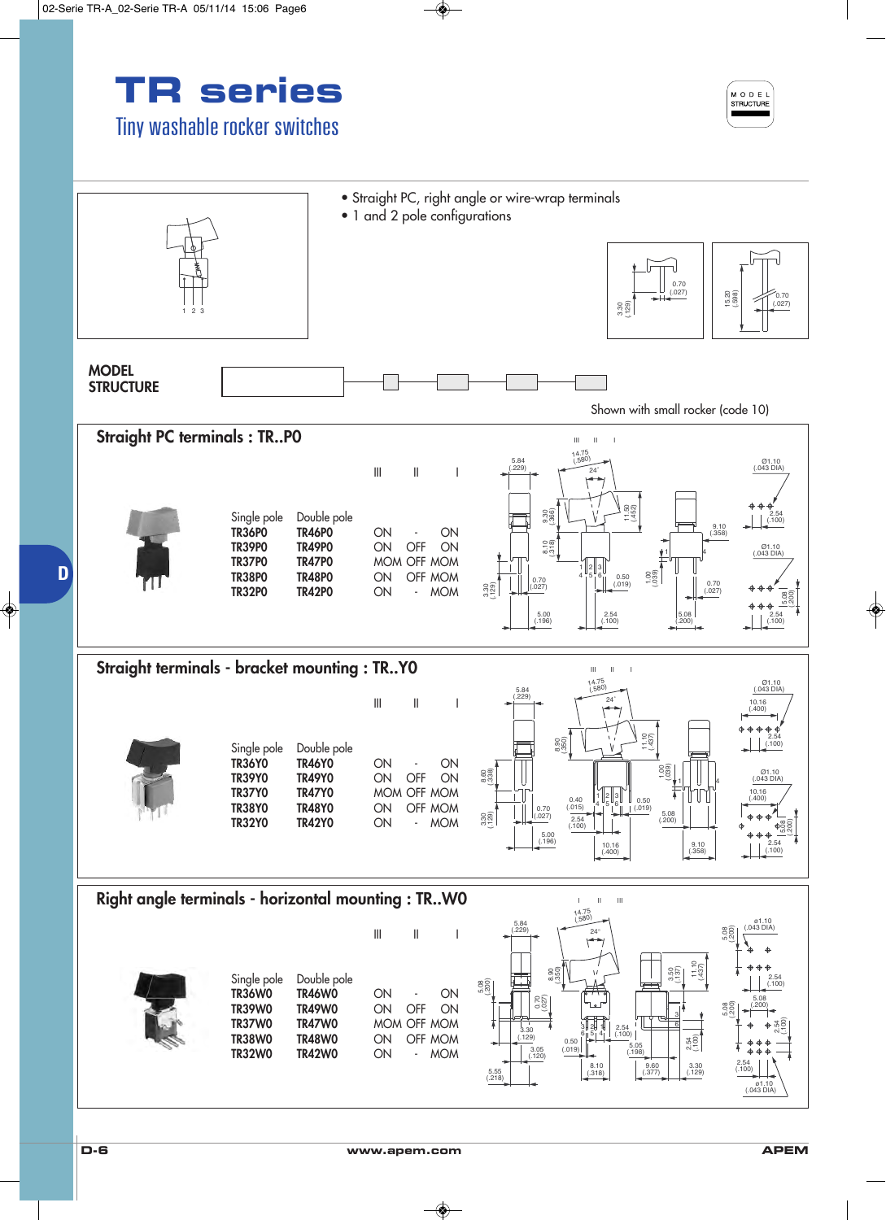# TR series

## Tiny washable rocker switches

- Straight PC, right angle or wire-wrap terminals
- 1 and 2 pole configurations

**MODEL STRUCTURE**

Shown with small rocker (code 10)

## Straight PC terminals : TR..P0

| Single pole | Double pole | III | II | I |
|---|---|---|---|---|
| TR36P0 | TR46P0 | ON | - | ON |
| TR39P0 | TR49P0 | ON | OFF | ON |
| TR37P0 | TR47P0 | MOM | OFF | MOM |
| TR38P0 | TR48P0 | ON | OFF | MOM |
| TR32P0 | TR42P0 | ON | - | MOM |

## Straight terminals - bracket mounting : TR..Y0

| Single pole | Double pole | III | II | I |
|---|---|---|---|---|
| TR36Y0 | TR46Y0 | ON | - | ON |
| TR39Y0 | TR49Y0 | ON | OFF | ON |
| TR37Y0 | TR47Y0 | MOM | OFF | MOM |
| TR38Y0 | TR48Y0 | ON | OFF | MOM |
| TR32Y0 | TR42Y0 | ON | - | MOM |

## Right angle terminals - horizontal mounting : TR..W0

| Single pole | Double pole | III | II | I |
|---|---|---|---|---|
| TR36W0 | TR46W0 | ON | - | ON |
| TR39W0 | TR49W0 | ON | OFF | ON |
| TR37W0 | TR47W0 | MOM | OFF | MOM |
| TR38W0 | TR48W0 | ON | OFF | MOM |
| TR32W0 | TR42W0 | ON | - | MOM |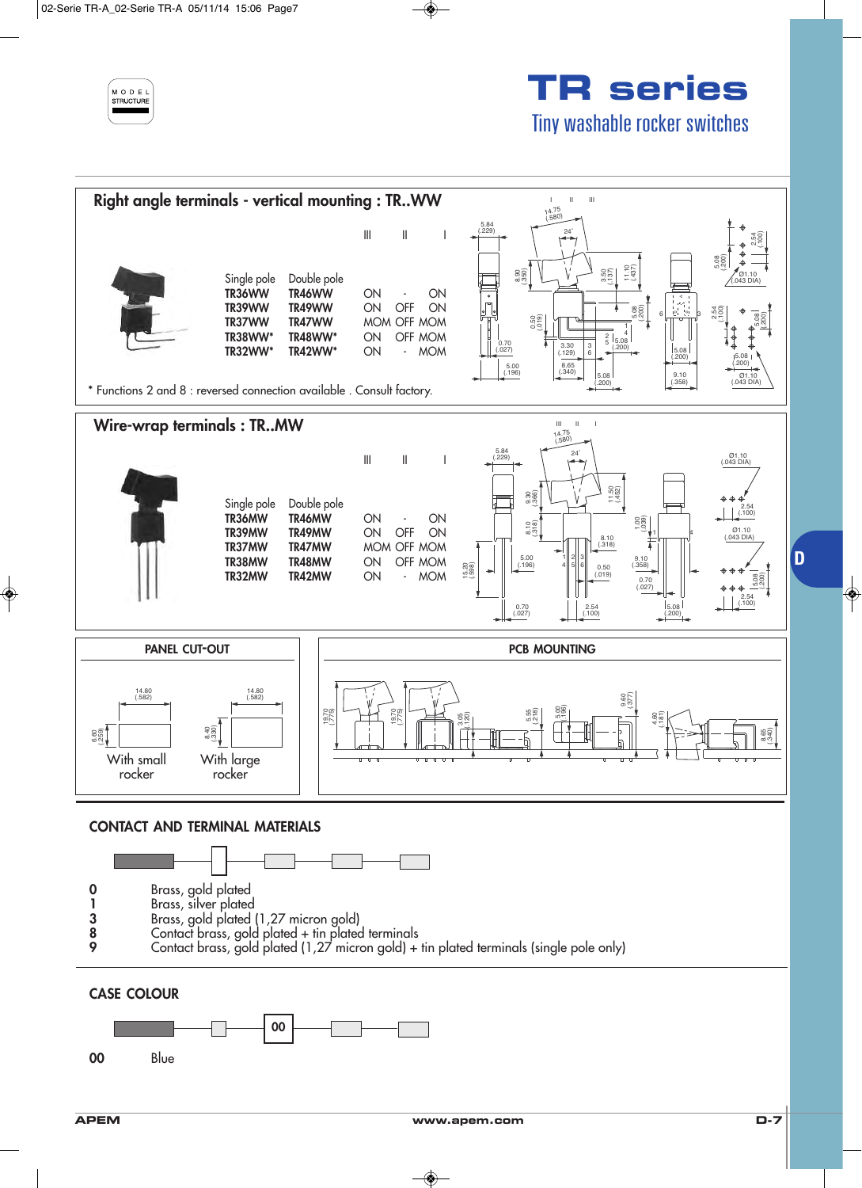# TR series

## Tiny washable rocker switches

## Right angle terminals - vertical mounting : TR..WW

| Single pole | Double pole | III | II | I |
|---|---|---|---|---|
| TR36WW | TR46WW | ON | - | ON |
| TR39WW | TR49WW | ON | OFF | ON |
| TR37WW | TR47WW | MOM | OFF | MOM |
| TR38WW* | TR48WW* | ON | OFF | MOM |
| TR32WW* | TR42WW* | ON | - | MOM |

* Functions 2 and 8 : reversed connection available . Consult factory.

## Wire-wrap terminals : TR..MW

| Single pole | Double pole | III | II | I |
|---|---|---|---|---|
| TR36MW | TR46MW | ON | - | ON |
| TR39MW | TR49MW | ON | OFF | ON |
| TR37MW | TR47MW | MOM | OFF | MOM |
| TR38MW | TR48MW | ON | OFF | MOM |
| TR32MW | TR42MW | ON | - | MOM |

## PANEL CUT-OUT

With small rocker: 14.80 (.582) × 6.60 (.259)

With large rocker: 14.80 (.582) × 8.40 (.330)

## PCB MOUNTING

## CONTACT AND TERMINAL MATERIALS

| Code | Material |
|---|---|
| 0 | Brass, gold plated |
| 1 | Brass, silver plated |
| 3 | Brass, gold plated (1,27 micron gold) |
| 8 | Contact brass, gold plated + tin plated terminals |
| 9 | Contact brass, gold plated (1,27 micron gold) + tin plated terminals (single pole only) |

## CASE COLOUR

| Code | Colour |
|---|---|
| 00 | Blue |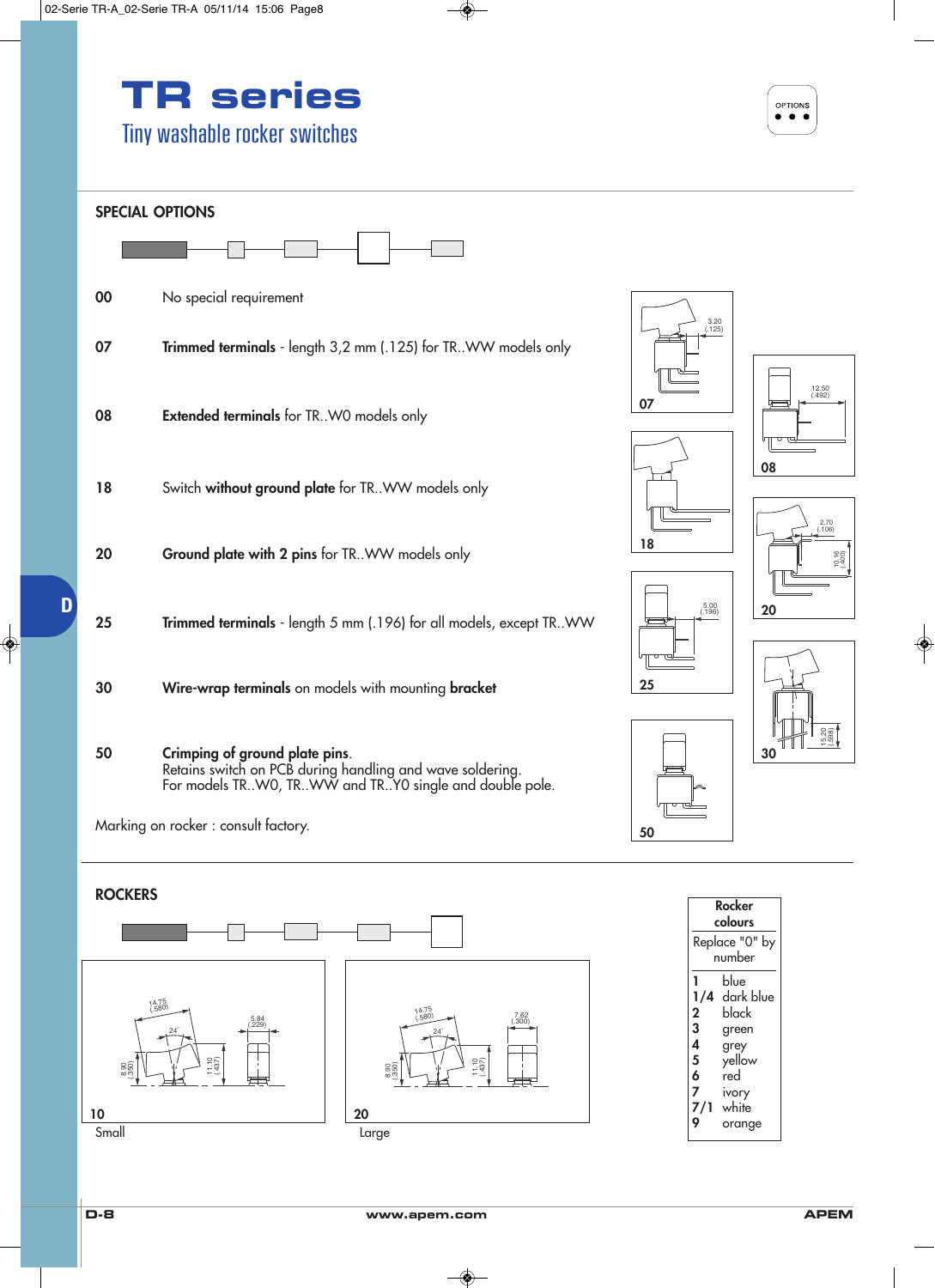# TR series

## Tiny washable rocker switches

### SPECIAL OPTIONS

| Code | Description |
|---|---|
| 00 | No special requirement |
| 07 | **Trimmed terminals** - length 3,2 mm (.125) for TR..WW models only |
| 08 | **Extended terminals** for TR..W0 models only |
| 18 | Switch **without ground plate** for TR..WW models only |
| 20 | **Ground plate with 2 pins** for TR..WW models only |
| 25 | **Trimmed terminals** - length 5 mm (.196) for all models, except TR..WW |
| 30 | **Wire-wrap terminals** on models with mounting **bracket** |
| 50 | **Crimping of ground plate pins**. Retains switch on PCB during handling and wave soldering. For models TR..W0, TR..WW and TR..Y0 single and double pole. |

Marking on rocker : consult factory.

07: 3.20 (.125)

08: 12.50 (.492)

18

20: 2.70 (.106), 10.16 (.400)

25: 5.00 (.196)

30: 15.20 (.598)

50

### ROCKERS

10 — Small: 14.75 (.580), 24°, 8.90 (.350), 11.10 (.437), 5.84 (.229)

20 — Large: 14.75 (.580), 24°, 8.90 (.350), 11.10 (.437), 7.62 (.300)

**Rocker colours**

Replace "0" by number

| Number | Colour |
|---|---|
| 1 | blue |
| 1/4 | dark blue |
| 2 | black |
| 3 | green |
| 4 | grey |
| 5 | yellow |
| 6 | red |
| 7 | ivory |
| 7/1 | white |
| 9 | orange |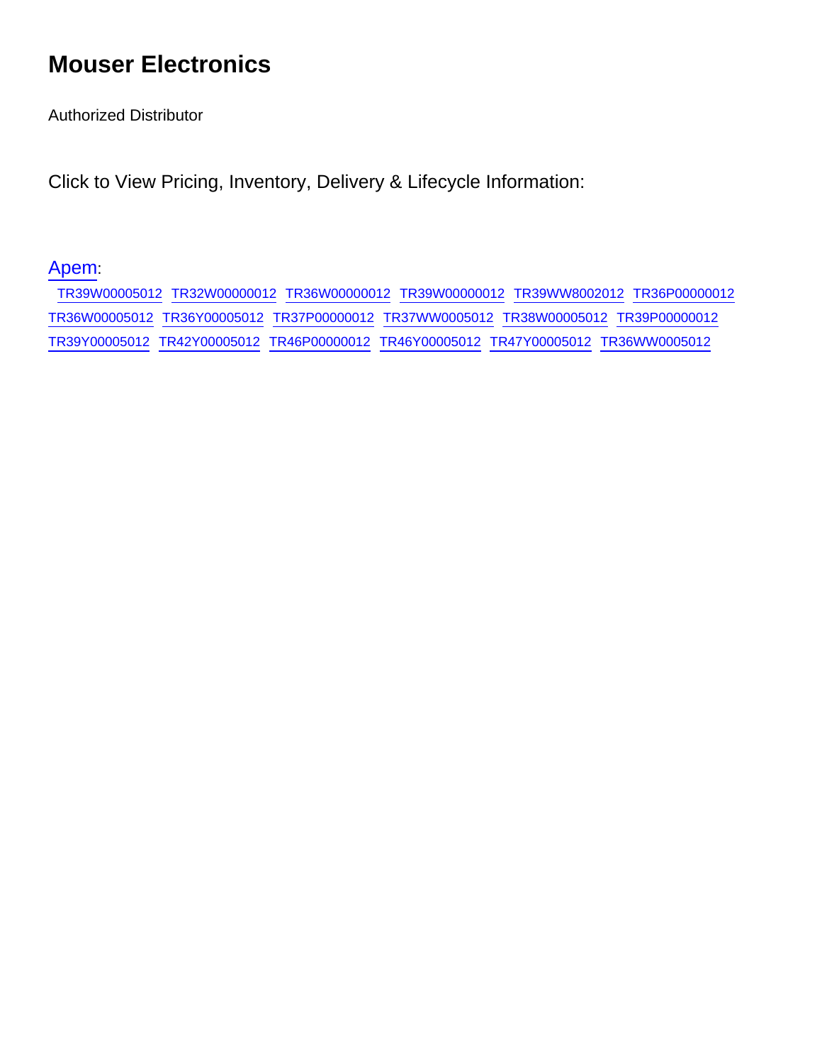# Mouser Electronics

Authorized Distributor

Click to View Pricing, Inventory, Delivery & Lifecycle Information:

Apem:

TR39W00005012 TR32W00000012 TR36W00000012 TR39W00000012 TR39WW8002012 TR36P00000012 TR36W00005012 TR36Y00005012 TR37P00000012 TR37WW0005012 TR38W00005012 TR39P00000012 TR39Y00005012 TR42Y00005012 TR46P00000012 TR46Y00005012 TR47Y00005012 TR36WW0005012